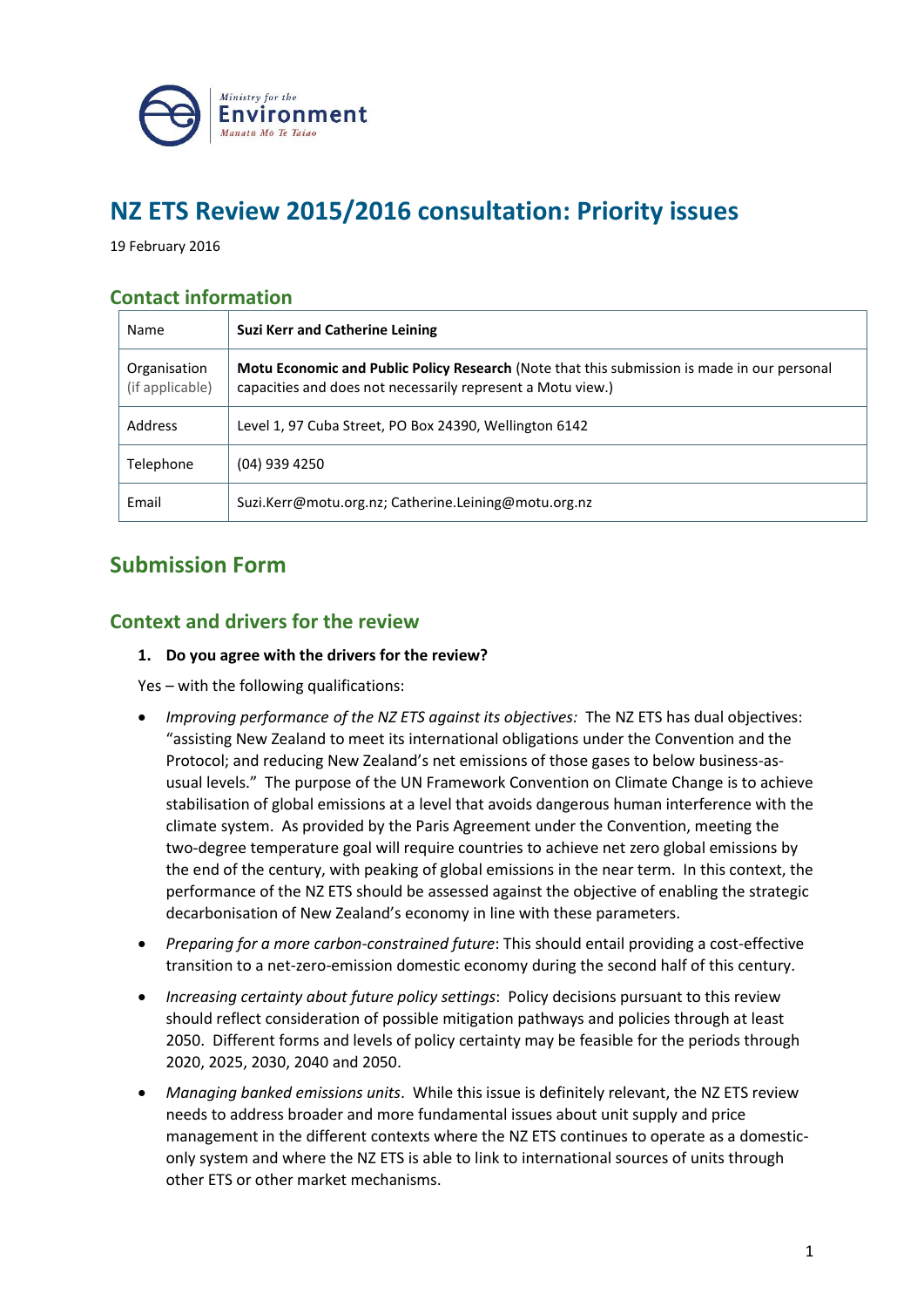# NZ ETS Review 2015/2016 consultation: Priority issues

19 February 2016

## Contact information

| Name | **Suzi Kerr and Catherine Leining** |
|---|---|
| Organisation (if applicable) | **Motu Economic and Public Policy Research** (Note that this submission is made in our personal capacities and does not necessarily represent a Motu view.) |
| Address | Level 1, 97 Cuba Street, PO Box 24390, Wellington 6142 |
| Telephone | (04) 939 4250 |
| Email | Suzi.Kerr@motu.org.nz; Catherine.Leining@motu.org.nz |

# Submission Form

## Context and drivers for the review

**1. Do you agree with the drivers for the review?**

Yes – with the following qualifications:

- *Improving performance of the NZ ETS against its objectives:* The NZ ETS has dual objectives: "assisting New Zealand to meet its international obligations under the Convention and the Protocol; and reducing New Zealand's net emissions of those gases to below business-as-usual levels." The purpose of the UN Framework Convention on Climate Change is to achieve stabilisation of global emissions at a level that avoids dangerous human interference with the climate system. As provided by the Paris Agreement under the Convention, meeting the two-degree temperature goal will require countries to achieve net zero global emissions by the end of the century, with peaking of global emissions in the near term. In this context, the performance of the NZ ETS should be assessed against the objective of enabling the strategic decarbonisation of New Zealand's economy in line with these parameters.
- *Preparing for a more carbon-constrained future*: This should entail providing a cost-effective transition to a net-zero-emission domestic economy during the second half of this century.
- *Increasing certainty about future policy settings*: Policy decisions pursuant to this review should reflect consideration of possible mitigation pathways and policies through at least 2050. Different forms and levels of policy certainty may be feasible for the periods through 2020, 2025, 2030, 2040 and 2050.
- *Managing banked emissions units*. While this issue is definitely relevant, the NZ ETS review needs to address broader and more fundamental issues about unit supply and price management in the different contexts where the NZ ETS continues to operate as a domestic-only system and where the NZ ETS is able to link to international sources of units through other ETS or other market mechanisms.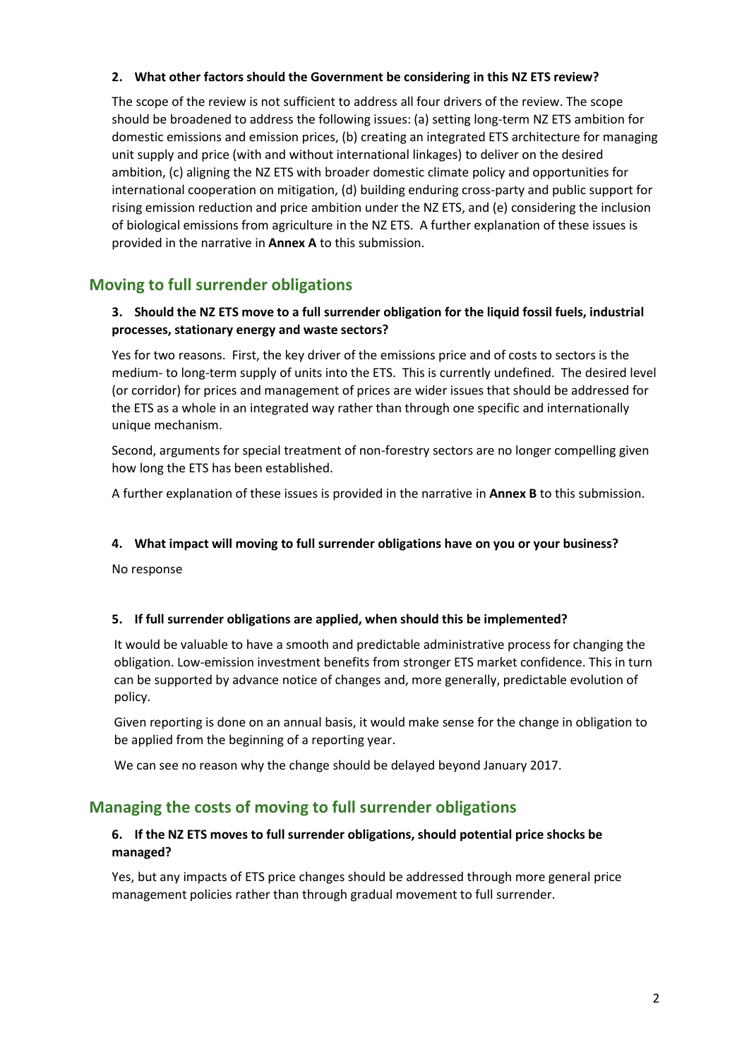**2. What other factors should the Government be considering in this NZ ETS review?**

The scope of the review is not sufficient to address all four drivers of the review. The scope should be broadened to address the following issues: (a) setting long-term NZ ETS ambition for domestic emissions and emission prices, (b) creating an integrated ETS architecture for managing unit supply and price (with and without international linkages) to deliver on the desired ambition, (c) aligning the NZ ETS with broader domestic climate policy and opportunities for international cooperation on mitigation, (d) building enduring cross-party and public support for rising emission reduction and price ambition under the NZ ETS, and (e) considering the inclusion of biological emissions from agriculture in the NZ ETS. A further explanation of these issues is provided in the narrative in **Annex A** to this submission.

## Moving to full surrender obligations

**3. Should the NZ ETS move to a full surrender obligation for the liquid fossil fuels, industrial processes, stationary energy and waste sectors?**

Yes for two reasons. First, the key driver of the emissions price and of costs to sectors is the medium- to long-term supply of units into the ETS. This is currently undefined. The desired level (or corridor) for prices and management of prices are wider issues that should be addressed for the ETS as a whole in an integrated way rather than through one specific and internationally unique mechanism.

Second, arguments for special treatment of non-forestry sectors are no longer compelling given how long the ETS has been established.

A further explanation of these issues is provided in the narrative in **Annex B** to this submission.

**4. What impact will moving to full surrender obligations have on you or your business?**

No response

**5. If full surrender obligations are applied, when should this be implemented?**

It would be valuable to have a smooth and predictable administrative process for changing the obligation. Low-emission investment benefits from stronger ETS market confidence. This in turn can be supported by advance notice of changes and, more generally, predictable evolution of policy.

Given reporting is done on an annual basis, it would make sense for the change in obligation to be applied from the beginning of a reporting year.

We can see no reason why the change should be delayed beyond January 2017.

## Managing the costs of moving to full surrender obligations

**6. If the NZ ETS moves to full surrender obligations, should potential price shocks be managed?**

Yes, but any impacts of ETS price changes should be addressed through more general price management policies rather than through gradual movement to full surrender.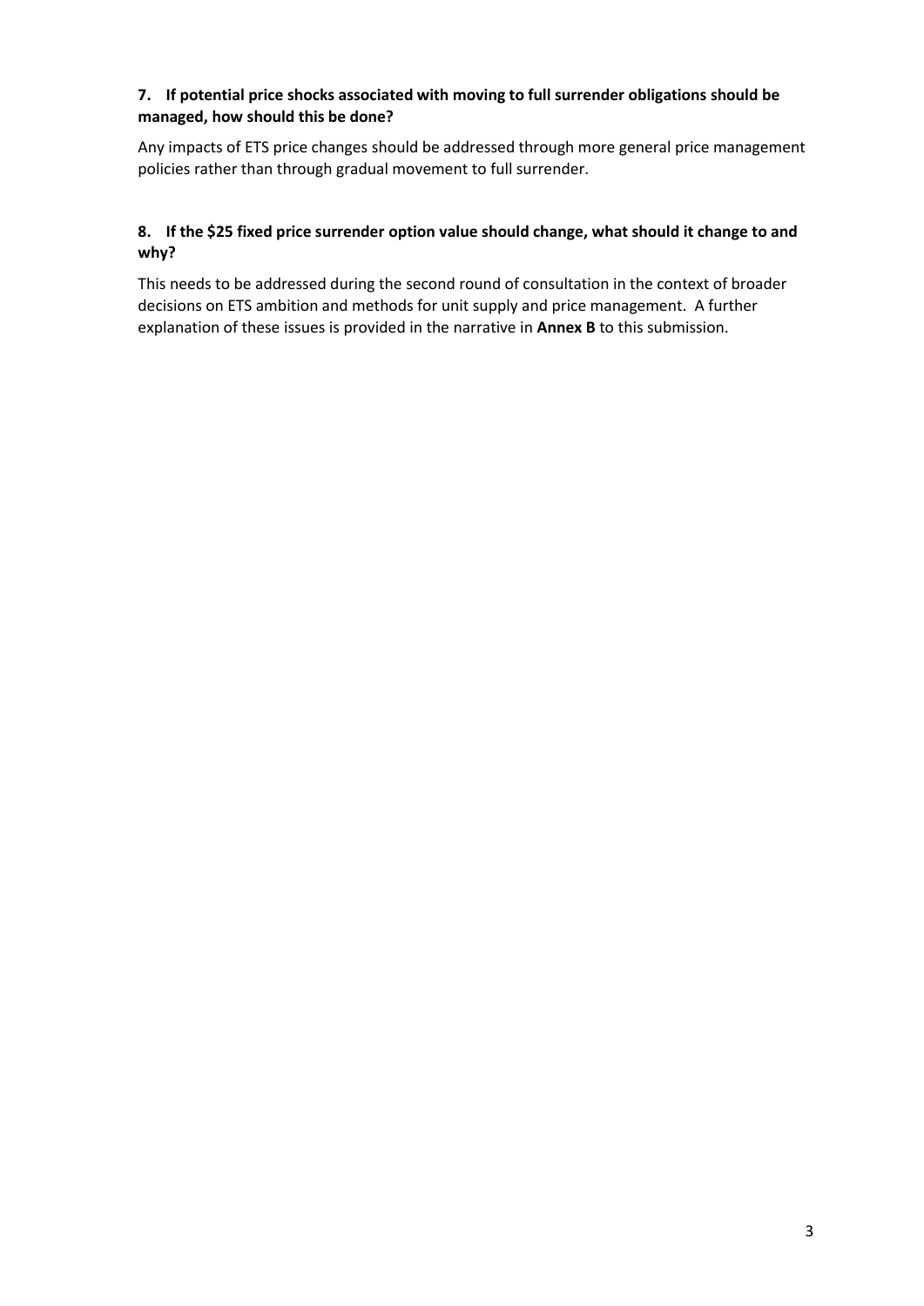**7. If potential price shocks associated with moving to full surrender obligations should be managed, how should this be done?**

Any impacts of ETS price changes should be addressed through more general price management policies rather than through gradual movement to full surrender.

**8. If the $25 fixed price surrender option value should change, what should it change to and why?**

This needs to be addressed during the second round of consultation in the context of broader decisions on ETS ambition and methods for unit supply and price management. A further explanation of these issues is provided in the narrative in **Annex B** to this submission.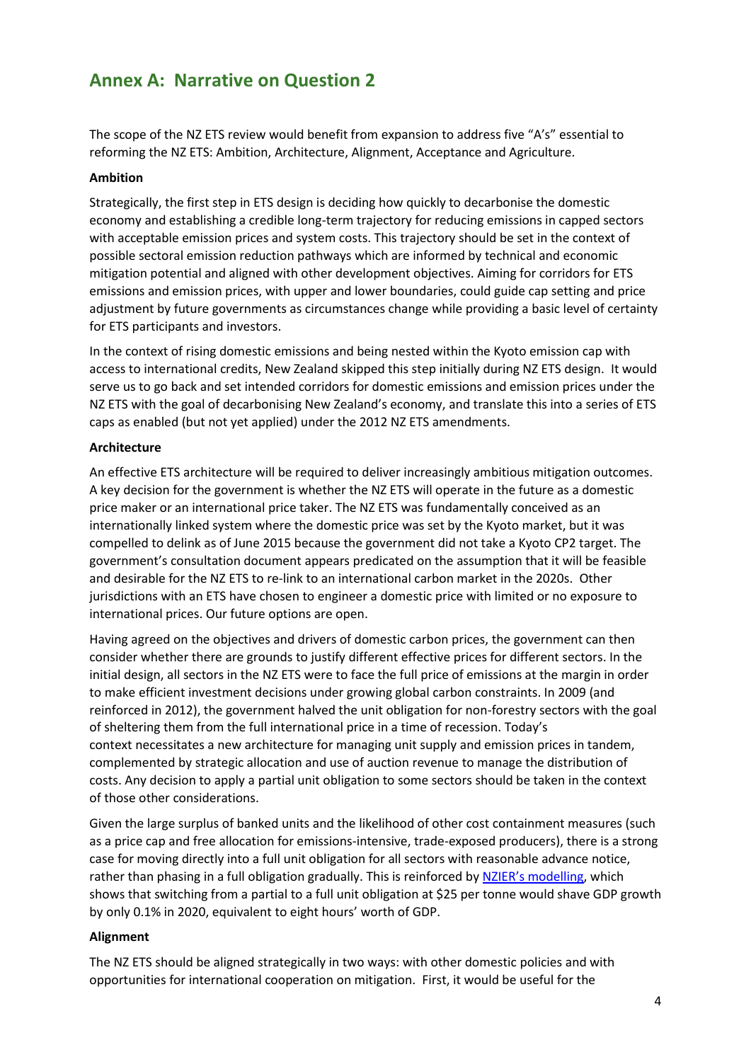## Annex A: Narrative on Question 2

The scope of the NZ ETS review would benefit from expansion to address five "A's" essential to reforming the NZ ETS: Ambition, Architecture, Alignment, Acceptance and Agriculture.

**Ambition**

Strategically, the first step in ETS design is deciding how quickly to decarbonise the domestic economy and establishing a credible long-term trajectory for reducing emissions in capped sectors with acceptable emission prices and system costs. This trajectory should be set in the context of possible sectoral emission reduction pathways which are informed by technical and economic mitigation potential and aligned with other development objectives. Aiming for corridors for ETS emissions and emission prices, with upper and lower boundaries, could guide cap setting and price adjustment by future governments as circumstances change while providing a basic level of certainty for ETS participants and investors.

In the context of rising domestic emissions and being nested within the Kyoto emission cap with access to international credits, New Zealand skipped this step initially during NZ ETS design. It would serve us to go back and set intended corridors for domestic emissions and emission prices under the NZ ETS with the goal of decarbonising New Zealand's economy, and translate this into a series of ETS caps as enabled (but not yet applied) under the 2012 NZ ETS amendments.

**Architecture**

An effective ETS architecture will be required to deliver increasingly ambitious mitigation outcomes. A key decision for the government is whether the NZ ETS will operate in the future as a domestic price maker or an international price taker. The NZ ETS was fundamentally conceived as an internationally linked system where the domestic price was set by the Kyoto market, but it was compelled to delink as of June 2015 because the government did not take a Kyoto CP2 target. The government's consultation document appears predicated on the assumption that it will be feasible and desirable for the NZ ETS to re-link to an international carbon market in the 2020s. Other jurisdictions with an ETS have chosen to engineer a domestic price with limited or no exposure to international prices. Our future options are open.

Having agreed on the objectives and drivers of domestic carbon prices, the government can then consider whether there are grounds to justify different effective prices for different sectors. In the initial design, all sectors in the NZ ETS were to face the full price of emissions at the margin in order to make efficient investment decisions under growing global carbon constraints. In 2009 (and reinforced in 2012), the government halved the unit obligation for non-forestry sectors with the goal of sheltering them from the full international price in a time of recession. Today's context necessitates a new architecture for managing unit supply and emission prices in tandem, complemented by strategic allocation and use of auction revenue to manage the distribution of costs. Any decision to apply a partial unit obligation to some sectors should be taken in the context of those other considerations.

Given the large surplus of banked units and the likelihood of other cost containment measures (such as a price cap and free allocation for emissions-intensive, trade-exposed producers), there is a strong case for moving directly into a full unit obligation for all sectors with reasonable advance notice, rather than phasing in a full obligation gradually. This is reinforced by NZIER's modelling, which shows that switching from a partial to a full unit obligation at $25 per tonne would shave GDP growth by only 0.1% in 2020, equivalent to eight hours' worth of GDP.

**Alignment**

The NZ ETS should be aligned strategically in two ways: with other domestic policies and with opportunities for international cooperation on mitigation. First, it would be useful for the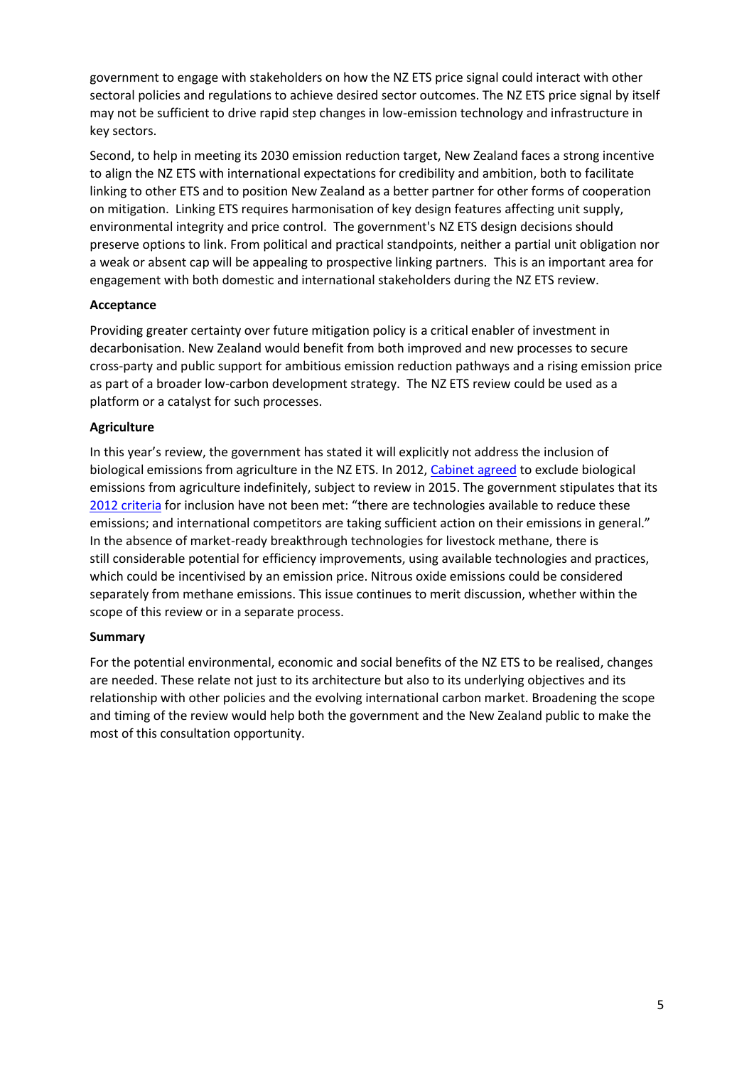government to engage with stakeholders on how the NZ ETS price signal could interact with other sectoral policies and regulations to achieve desired sector outcomes. The NZ ETS price signal by itself may not be sufficient to drive rapid step changes in low-emission technology and infrastructure in key sectors.

Second, to help in meeting its 2030 emission reduction target, New Zealand faces a strong incentive to align the NZ ETS with international expectations for credibility and ambition, both to facilitate linking to other ETS and to position New Zealand as a better partner for other forms of cooperation on mitigation. Linking ETS requires harmonisation of key design features affecting unit supply, environmental integrity and price control. The government's NZ ETS design decisions should preserve options to link. From political and practical standpoints, neither a partial unit obligation nor a weak or absent cap will be appealing to prospective linking partners. This is an important area for engagement with both domestic and international stakeholders during the NZ ETS review.

**Acceptance**

Providing greater certainty over future mitigation policy is a critical enabler of investment in decarbonisation. New Zealand would benefit from both improved and new processes to secure cross-party and public support for ambitious emission reduction pathways and a rising emission price as part of a broader low-carbon development strategy. The NZ ETS review could be used as a platform or a catalyst for such processes.

**Agriculture**

In this year's review, the government has stated it will explicitly not address the inclusion of biological emissions from agriculture in the NZ ETS. In 2012, Cabinet agreed to exclude biological emissions from agriculture indefinitely, subject to review in 2015. The government stipulates that its 2012 criteria for inclusion have not been met: "there are technologies available to reduce these emissions; and international competitors are taking sufficient action on their emissions in general." In the absence of market-ready breakthrough technologies for livestock methane, there is still considerable potential for efficiency improvements, using available technologies and practices, which could be incentivised by an emission price. Nitrous oxide emissions could be considered separately from methane emissions. This issue continues to merit discussion, whether within the scope of this review or in a separate process.

**Summary**

For the potential environmental, economic and social benefits of the NZ ETS to be realised, changes are needed. These relate not just to its architecture but also to its underlying objectives and its relationship with other policies and the evolving international carbon market. Broadening the scope and timing of the review would help both the government and the New Zealand public to make the most of this consultation opportunity.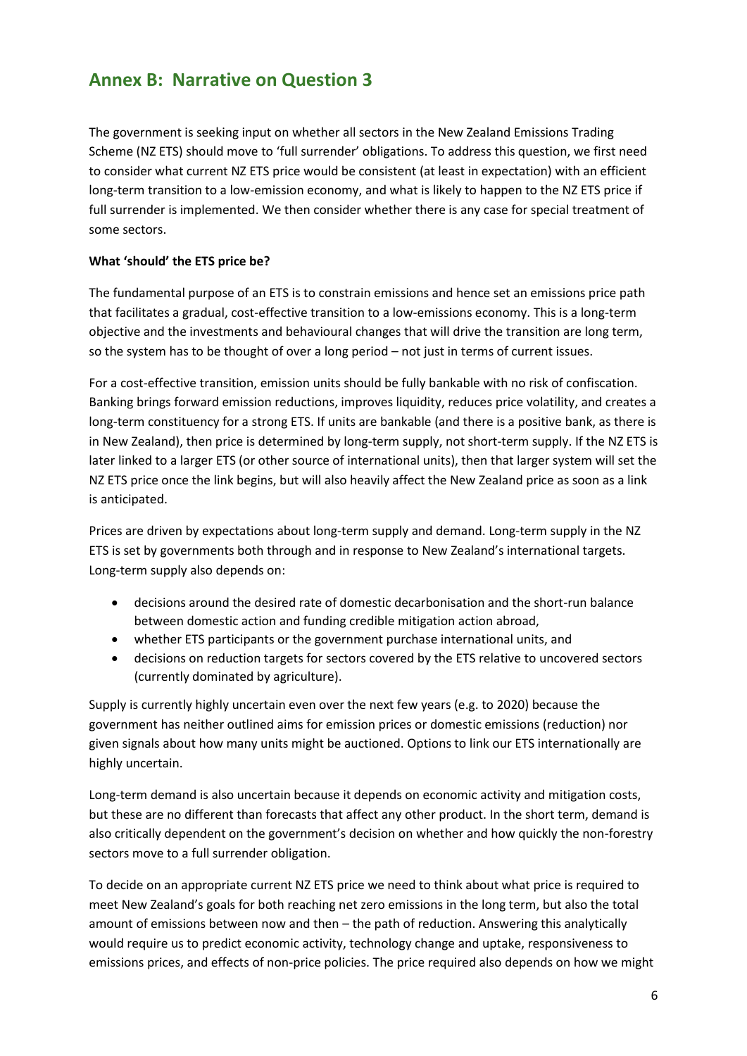## Annex B: Narrative on Question 3

The government is seeking input on whether all sectors in the New Zealand Emissions Trading Scheme (NZ ETS) should move to 'full surrender' obligations. To address this question, we first need to consider what current NZ ETS price would be consistent (at least in expectation) with an efficient long-term transition to a low-emission economy, and what is likely to happen to the NZ ETS price if full surrender is implemented. We then consider whether there is any case for special treatment of some sectors.

**What 'should' the ETS price be?**

The fundamental purpose of an ETS is to constrain emissions and hence set an emissions price path that facilitates a gradual, cost-effective transition to a low-emissions economy. This is a long-term objective and the investments and behavioural changes that will drive the transition are long term, so the system has to be thought of over a long period – not just in terms of current issues.

For a cost-effective transition, emission units should be fully bankable with no risk of confiscation. Banking brings forward emission reductions, improves liquidity, reduces price volatility, and creates a long-term constituency for a strong ETS. If units are bankable (and there is a positive bank, as there is in New Zealand), then price is determined by long-term supply, not short-term supply. If the NZ ETS is later linked to a larger ETS (or other source of international units), then that larger system will set the NZ ETS price once the link begins, but will also heavily affect the New Zealand price as soon as a link is anticipated.

Prices are driven by expectations about long-term supply and demand. Long-term supply in the NZ ETS is set by governments both through and in response to New Zealand's international targets. Long-term supply also depends on:

- decisions around the desired rate of domestic decarbonisation and the short-run balance between domestic action and funding credible mitigation action abroad,
- whether ETS participants or the government purchase international units, and
- decisions on reduction targets for sectors covered by the ETS relative to uncovered sectors (currently dominated by agriculture).

Supply is currently highly uncertain even over the next few years (e.g. to 2020) because the government has neither outlined aims for emission prices or domestic emissions (reduction) nor given signals about how many units might be auctioned. Options to link our ETS internationally are highly uncertain.

Long-term demand is also uncertain because it depends on economic activity and mitigation costs, but these are no different than forecasts that affect any other product. In the short term, demand is also critically dependent on the government's decision on whether and how quickly the non-forestry sectors move to a full surrender obligation.

To decide on an appropriate current NZ ETS price we need to think about what price is required to meet New Zealand's goals for both reaching net zero emissions in the long term, but also the total amount of emissions between now and then – the path of reduction. Answering this analytically would require us to predict economic activity, technology change and uptake, responsiveness to emissions prices, and effects of non-price policies. The price required also depends on how we might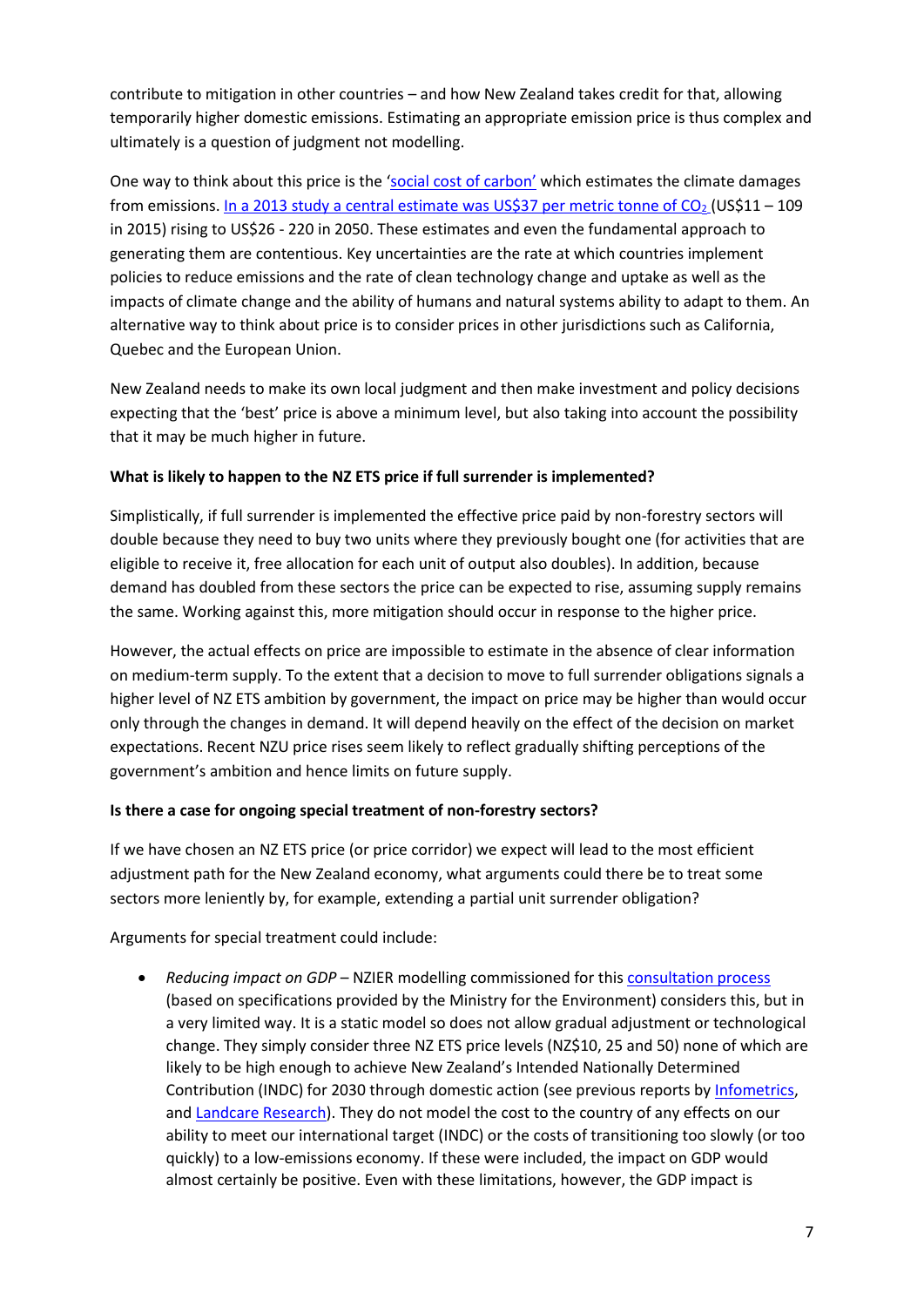contribute to mitigation in other countries – and how New Zealand takes credit for that, allowing temporarily higher domestic emissions. Estimating an appropriate emission price is thus complex and ultimately is a question of judgment not modelling.

One way to think about this price is the 'social cost of carbon' which estimates the climate damages from emissions. In a 2013 study a central estimate was US$37 per metric tonne of $CO_2$ (US$11 – 109 in 2015) rising to US$26 - 220 in 2050. These estimates and even the fundamental approach to generating them are contentious. Key uncertainties are the rate at which countries implement policies to reduce emissions and the rate of clean technology change and uptake as well as the impacts of climate change and the ability of humans and natural systems ability to adapt to them. An alternative way to think about price is to consider prices in other jurisdictions such as California, Quebec and the European Union.

New Zealand needs to make its own local judgment and then make investment and policy decisions expecting that the 'best' price is above a minimum level, but also taking into account the possibility that it may be much higher in future.

**What is likely to happen to the NZ ETS price if full surrender is implemented?**

Simplistically, if full surrender is implemented the effective price paid by non-forestry sectors will double because they need to buy two units where they previously bought one (for activities that are eligible to receive it, free allocation for each unit of output also doubles). In addition, because demand has doubled from these sectors the price can be expected to rise, assuming supply remains the same. Working against this, more mitigation should occur in response to the higher price.

However, the actual effects on price are impossible to estimate in the absence of clear information on medium-term supply. To the extent that a decision to move to full surrender obligations signals a higher level of NZ ETS ambition by government, the impact on price may be higher than would occur only through the changes in demand. It will depend heavily on the effect of the decision on market expectations. Recent NZU price rises seem likely to reflect gradually shifting perceptions of the government's ambition and hence limits on future supply.

**Is there a case for ongoing special treatment of non-forestry sectors?**

If we have chosen an NZ ETS price (or price corridor) we expect will lead to the most efficient adjustment path for the New Zealand economy, what arguments could there be to treat some sectors more leniently by, for example, extending a partial unit surrender obligation?

Arguments for special treatment could include:

- *Reducing impact on GDP* – NZIER modelling commissioned for this consultation process (based on specifications provided by the Ministry for the Environment) considers this, but in a very limited way. It is a static model so does not allow gradual adjustment or technological change. They simply consider three NZ ETS price levels (NZ$10, 25 and 50) none of which are likely to be high enough to achieve New Zealand's Intended Nationally Determined Contribution (INDC) for 2030 through domestic action (see previous reports by Infometrics, and Landcare Research). They do not model the cost to the country of any effects on our ability to meet our international target (INDC) or the costs of transitioning too slowly (or too quickly) to a low-emissions economy. If these were included, the impact on GDP would almost certainly be positive. Even with these limitations, however, the GDP impact is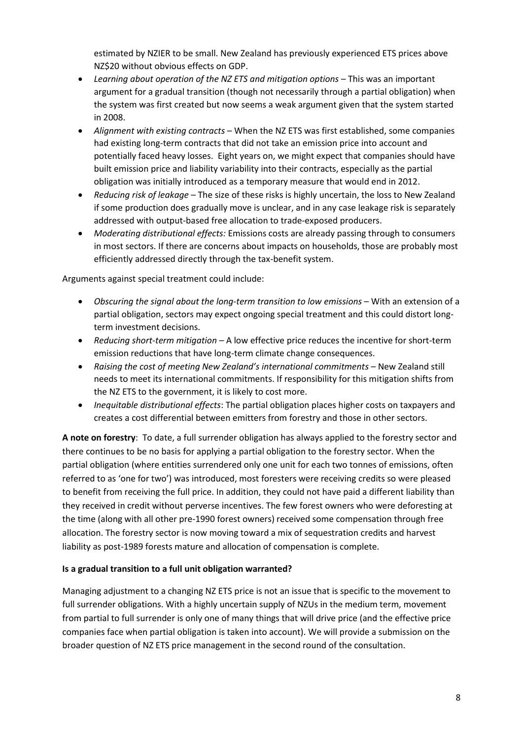estimated by NZIER to be small. New Zealand has previously experienced ETS prices above NZ$20 without obvious effects on GDP.

- *Learning about operation of the NZ ETS and mitigation options* – This was an important argument for a gradual transition (though not necessarily through a partial obligation) when the system was first created but now seems a weak argument given that the system started in 2008.
- *Alignment with existing contracts* – When the NZ ETS was first established, some companies had existing long-term contracts that did not take an emission price into account and potentially faced heavy losses. Eight years on, we might expect that companies should have built emission price and liability variability into their contracts, especially as the partial obligation was initially introduced as a temporary measure that would end in 2012.
- *Reducing risk of leakage* – The size of these risks is highly uncertain, the loss to New Zealand if some production does gradually move is unclear, and in any case leakage risk is separately addressed with output-based free allocation to trade-exposed producers.
- *Moderating distributional effects:* Emissions costs are already passing through to consumers in most sectors. If there are concerns about impacts on households, those are probably most efficiently addressed directly through the tax-benefit system.

Arguments against special treatment could include:

- *Obscuring the signal about the long-term transition to low emissions* – With an extension of a partial obligation, sectors may expect ongoing special treatment and this could distort long-term investment decisions.
- *Reducing short-term mitigation* – A low effective price reduces the incentive for short-term emission reductions that have long-term climate change consequences.
- *Raising the cost of meeting New Zealand's international commitments* – New Zealand still needs to meet its international commitments. If responsibility for this mitigation shifts from the NZ ETS to the government, it is likely to cost more.
- *Inequitable distributional effects*: The partial obligation places higher costs on taxpayers and creates a cost differential between emitters from forestry and those in other sectors.

**A note on forestry**: To date, a full surrender obligation has always applied to the forestry sector and there continues to be no basis for applying a partial obligation to the forestry sector. When the partial obligation (where entities surrendered only one unit for each two tonnes of emissions, often referred to as 'one for two') was introduced, most foresters were receiving credits so were pleased to benefit from receiving the full price. In addition, they could not have paid a different liability than they received in credit without perverse incentives. The few forest owners who were deforesting at the time (along with all other pre-1990 forest owners) received some compensation through free allocation. The forestry sector is now moving toward a mix of sequestration credits and harvest liability as post-1989 forests mature and allocation of compensation is complete.

**Is a gradual transition to a full unit obligation warranted?**

Managing adjustment to a changing NZ ETS price is not an issue that is specific to the movement to full surrender obligations. With a highly uncertain supply of NZUs in the medium term, movement from partial to full surrender is only one of many things that will drive price (and the effective price companies face when partial obligation is taken into account). We will provide a submission on the broader question of NZ ETS price management in the second round of the consultation.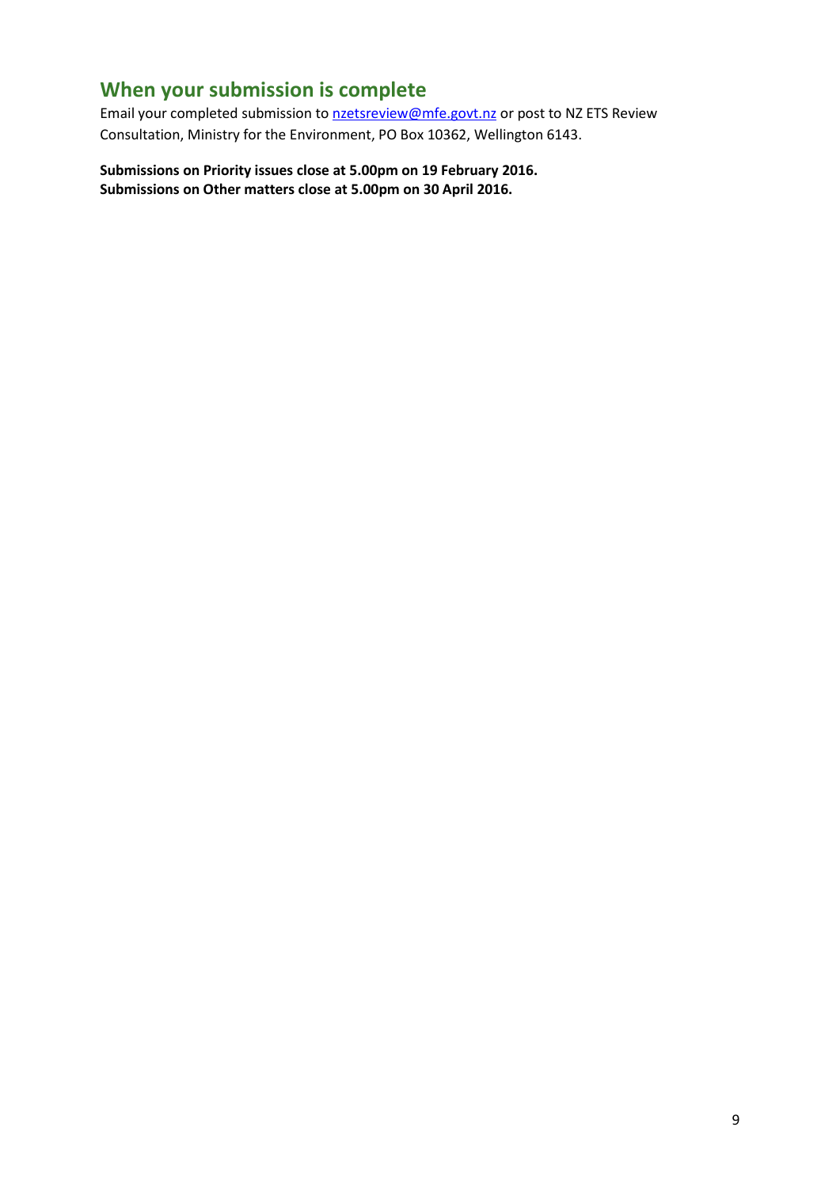## When your submission is complete

Email your completed submission to nzetsreview@mfe.govt.nz or post to NZ ETS Review Consultation, Ministry for the Environment, PO Box 10362, Wellington 6143.

**Submissions on Priority issues close at 5.00pm on 19 February 2016.**
**Submissions on Other matters close at 5.00pm on 30 April 2016.**